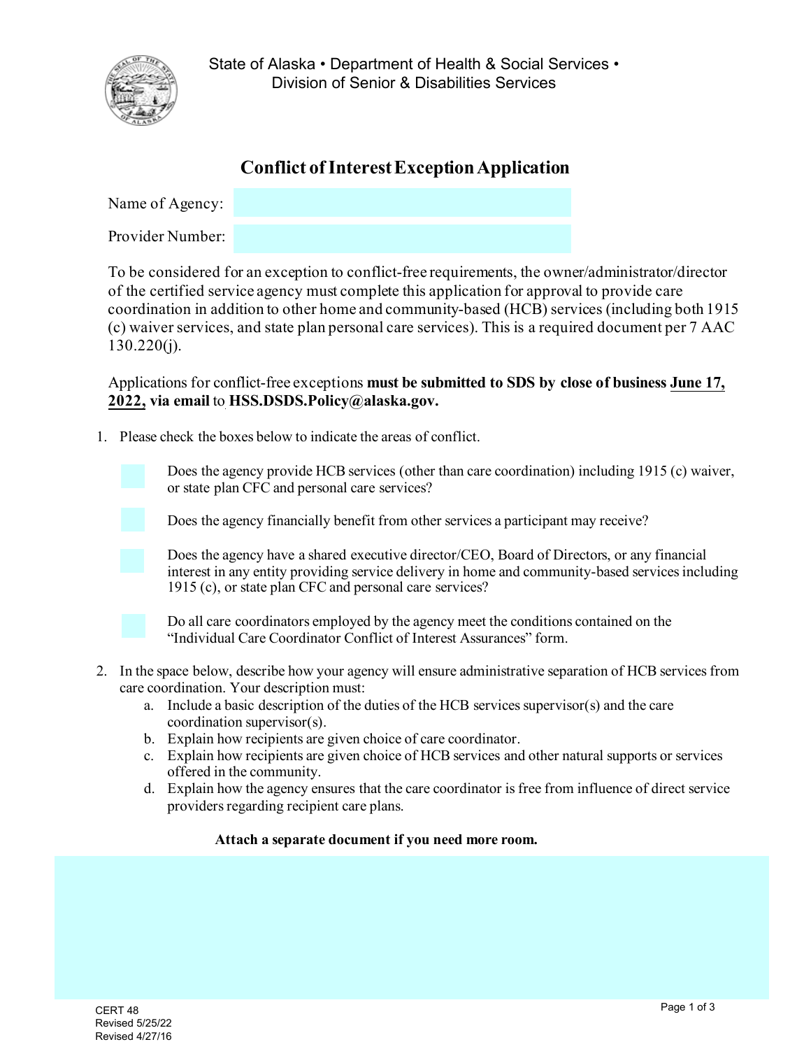State of Alaska • Department of Health & Social Services •
Division of Senior & Disabilities Services

# Conflict of Interest Exception Application

Name of Agency:

Provider Number:

To be considered for an exception to conflict-free requirements, the owner/administrator/director of the certified service agency must complete this application for approval to provide care coordination in addition to other home and community-based (HCB) services (including both 1915 (c) waiver services, and state plan personal care services). This is a required document per 7 AAC 130.220(j).

Applications for conflict-free exceptions **must be submitted to SDS by close of business** **June 17, 2022, via email** to **HSS.DSDS.Policy@alaska.gov.**

1. Please check the boxes below to indicate the areas of conflict.

   - [ ] Does the agency provide HCB services (other than care coordination) including 1915 (c) waiver, or state plan CFC and personal care services?
   - [ ] Does the agency financially benefit from other services a participant may receive?
   - [ ] Does the agency have a shared executive director/CEO, Board of Directors, or any financial interest in any entity providing service delivery in home and community-based services including 1915 (c), or state plan CFC and personal care services?
   - [ ] Do all care coordinators employed by the agency meet the conditions contained on the "Individual Care Coordinator Conflict of Interest Assurances" form.

2. In the space below, describe how your agency will ensure administrative separation of HCB services from care coordination. Your description must:
   a. Include a basic description of the duties of the HCB services supervisor(s) and the care coordination supervisor(s).
   b. Explain how recipients are given choice of care coordinator.
   c. Explain how recipients are given choice of HCB services and other natural supports or services offered in the community.
   d. Explain how the agency ensures that the care coordinator is free from influence of direct service providers regarding recipient care plans.

**Attach a separate document if you need more room.**

CERT 48
Revised 5/25/22
Revised 4/27/16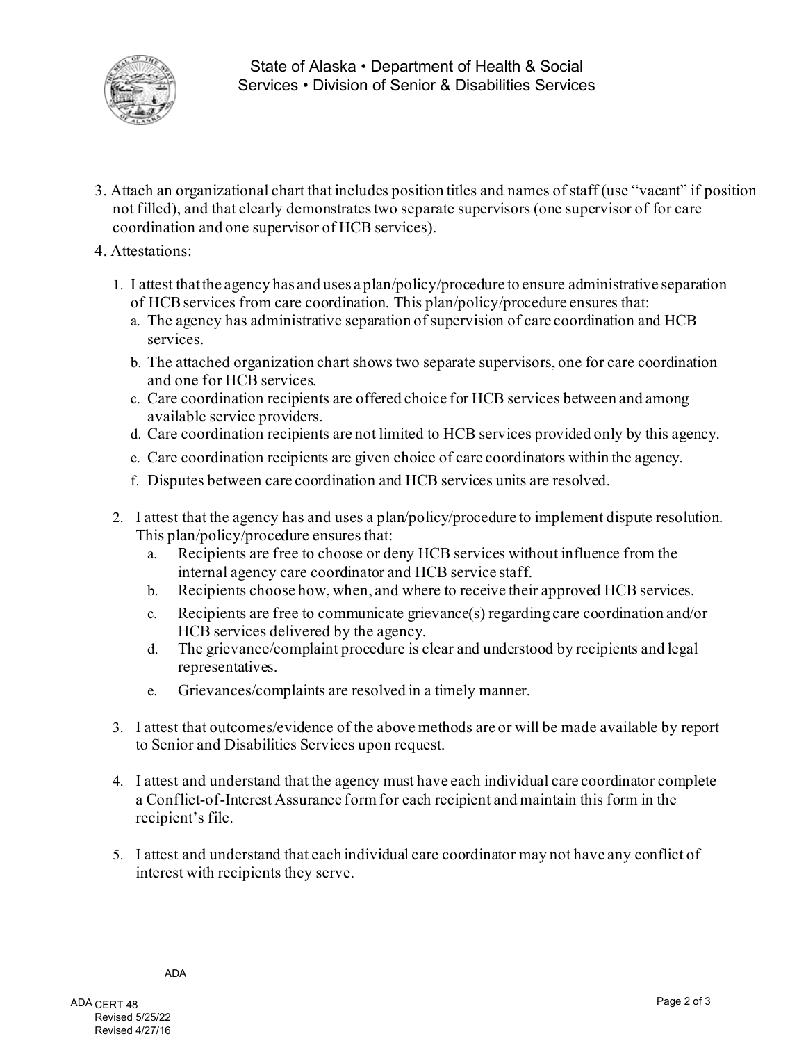3. Attach an organizational chart that includes position titles and names of staff (use "vacant" if position not filled), and that clearly demonstrates two separate supervisors (one supervisor of for care coordination and one supervisor of HCB services).

4. Attestations:

   1. I attest that the agency has and uses a plan/policy/procedure to ensure administrative separation of HCB services from care coordination. This plan/policy/procedure ensures that:
      a. The agency has administrative separation of supervision of care coordination and HCB services.
      b. The attached organization chart shows two separate supervisors, one for care coordination and one for HCB services.
      c. Care coordination recipients are offered choice for HCB services between and among available service providers.
      d. Care coordination recipients are not limited to HCB services provided only by this agency.
      e. Care coordination recipients are given choice of care coordinators within the agency.
      f. Disputes between care coordination and HCB services units are resolved.

   2. I attest that the agency has and uses a plan/policy/procedure to implement dispute resolution. This plan/policy/procedure ensures that:
      a. Recipients are free to choose or deny HCB services without influence from the internal agency care coordinator and HCB service staff.
      b. Recipients choose how, when, and where to receive their approved HCB services.
      c. Recipients are free to communicate grievance(s) regarding care coordination and/or HCB services delivered by the agency.
      d. The grievance/complaint procedure is clear and understood by recipients and legal representatives.
      e. Grievances/complaints are resolved in a timely manner.

   3. I attest that outcomes/evidence of the above methods are or will be made available by report to Senior and Disabilities Services upon request.

   4. I attest and understand that the agency must have each individual care coordinator complete a Conflict-of-Interest Assurance form for each recipient and maintain this form in the recipient's file.

   5. I attest and understand that each individual care coordinator may not have any conflict of interest with recipients they serve.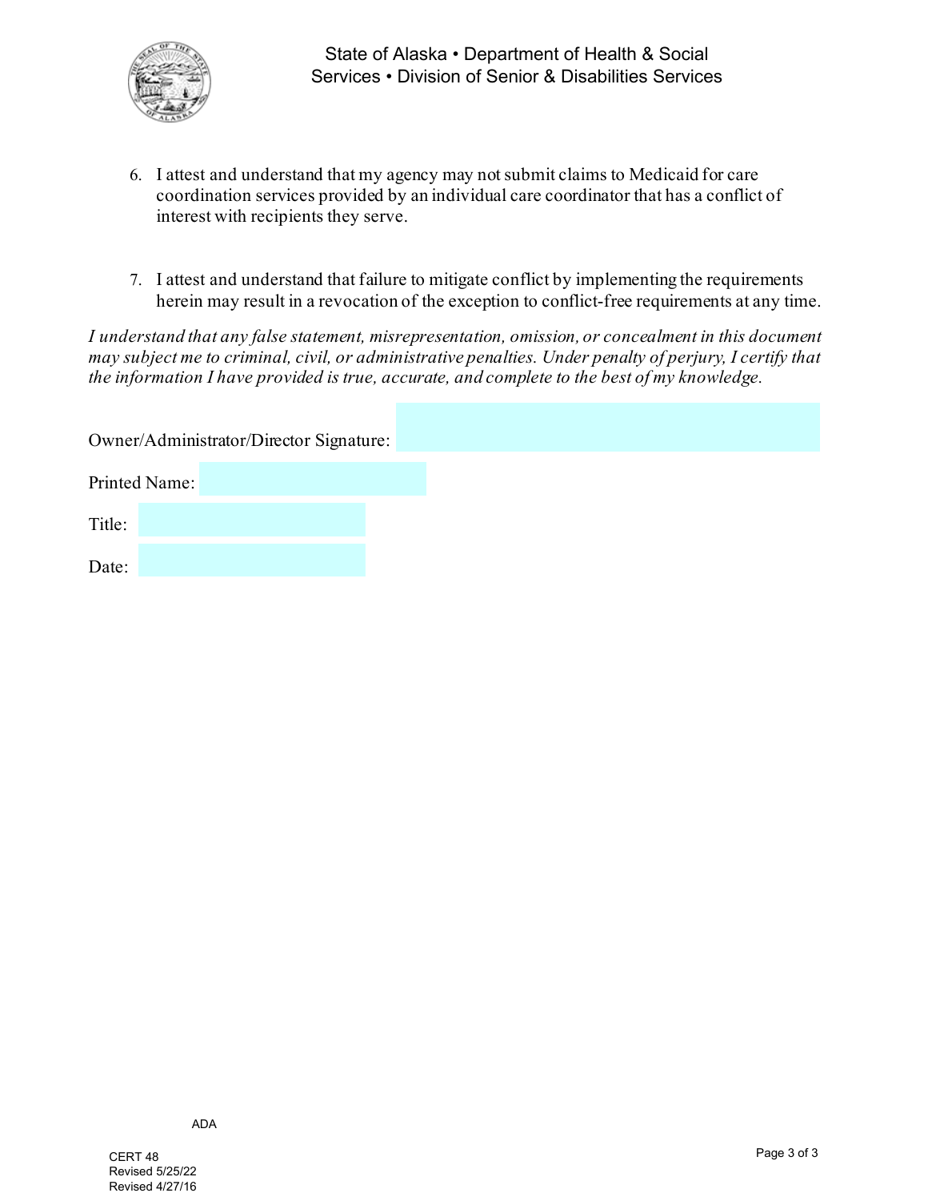6. I attest and understand that my agency may not submit claims to Medicaid for care coordination services provided by an individual care coordinator that has a conflict of interest with recipients they serve.

7. I attest and understand that failure to mitigate conflict by implementing the requirements herein may result in a revocation of the exception to conflict-free requirements at any time.

*I understand that any false statement, misrepresentation, omission, or concealment in this document may subject me to criminal, civil, or administrative penalties. Under penalty of perjury, I certify that the information I have provided is true, accurate, and complete to the best of my knowledge.*

Owner/Administrator/Director Signature:

Printed Name:

Title:

Date:

ADA

CERT 48
Revised 5/25/22
Revised 4/27/16